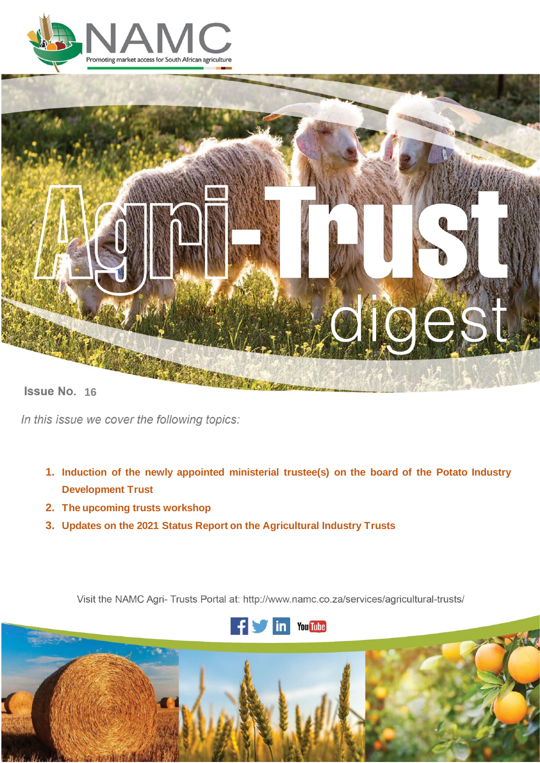NAMC

Promoting market access for South African agriculture

# Agri-Trust digest

**Issue No. 16**

*In this issue we cover the following topics:*

1. **Induction of the newly appointed ministerial trustee(s) on the board of the Potato Industry Development Trust**
2. **The upcoming trusts workshop**
3. **Updates on the 2021 Status Report on the Agricultural Industry Trusts**

Visit the NAMC Agri- Trusts Portal at: http://www.namc.co.za/services/agricultural-trusts/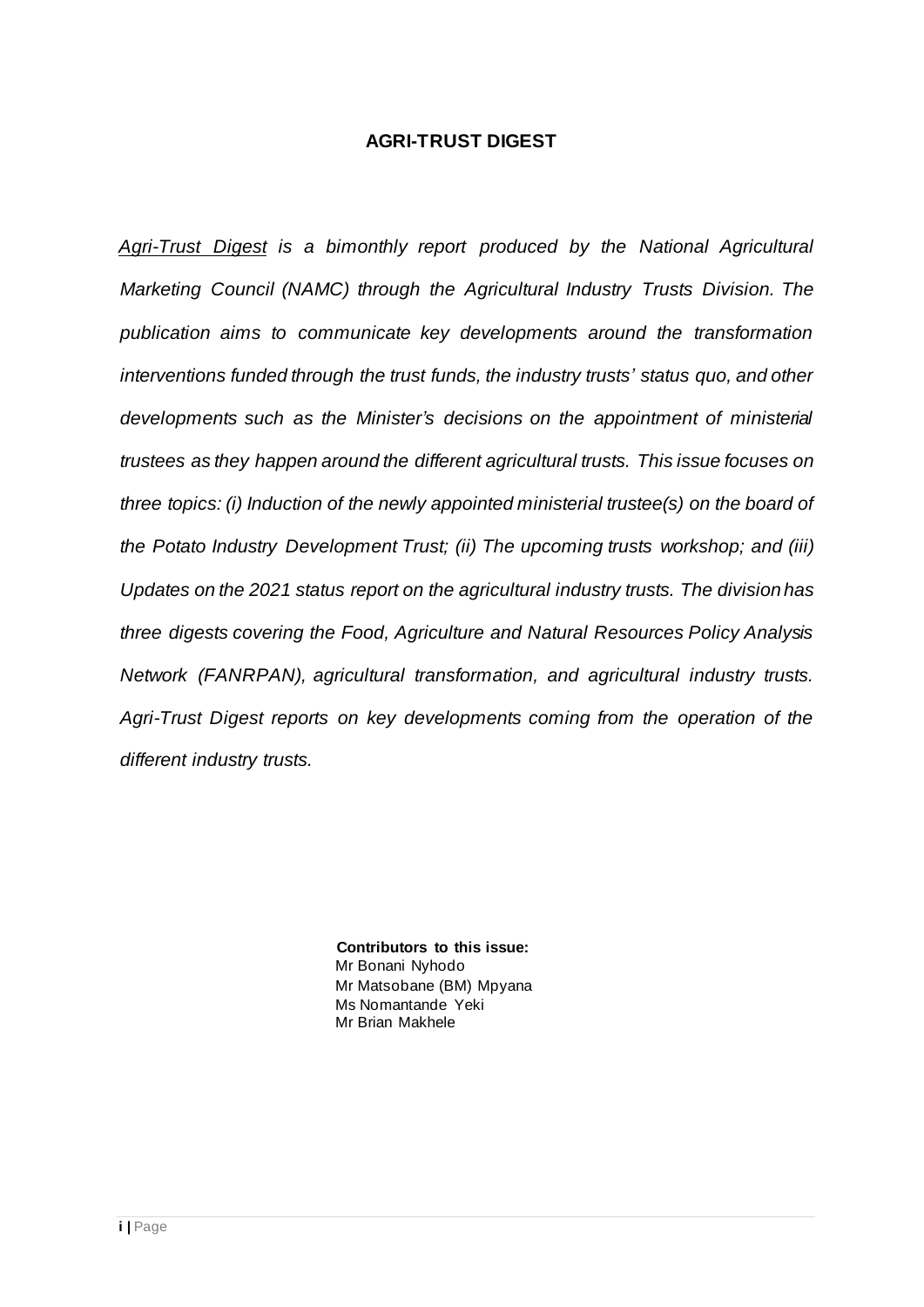## AGRI-TRUST DIGEST

*Agri-Trust Digest is a bimonthly report produced by the National Agricultural Marketing Council (NAMC) through the Agricultural Industry Trusts Division. The publication aims to communicate key developments around the transformation interventions funded through the trust funds, the industry trusts' status quo, and other developments such as the Minister's decisions on the appointment of ministerial trustees as they happen around the different agricultural trusts. This issue focuses on three topics: (i) Induction of the newly appointed ministerial trustee(s) on the board of the Potato Industry Development Trust; (ii) The upcoming trusts workshop; and (iii) Updates on the 2021 status report on the agricultural industry trusts. The division has three digests covering the Food, Agriculture and Natural Resources Policy Analysis Network (FANRPAN), agricultural transformation, and agricultural industry trusts. Agri-Trust Digest reports on key developments coming from the operation of the different industry trusts.*

**Contributors to this issue:**
Mr Bonani Nyhodo
Mr Matsobane (BM) Mpyana
Ms Nomantande Yeki
Mr Brian Makhele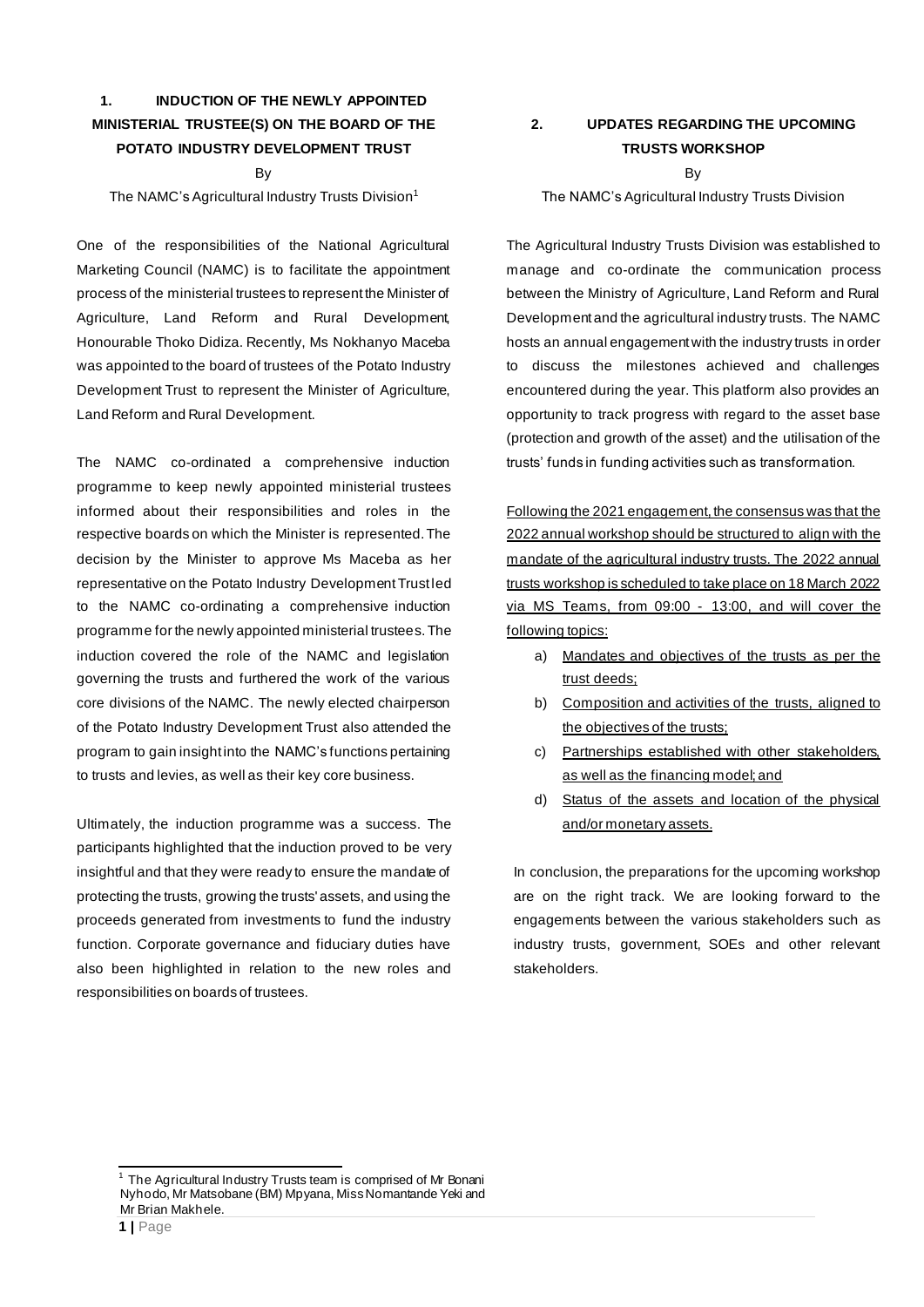## 1. INDUCTION OF THE NEWLY APPOINTED MINISTERIAL TRUSTEE(S) ON THE BOARD OF THE POTATO INDUSTRY DEVELOPMENT TRUST

By

The NAMC's Agricultural Industry Trusts Division[1]

One of the responsibilities of the National Agricultural Marketing Council (NAMC) is to facilitate the appointment process of the ministerial trustees to represent the Minister of Agriculture, Land Reform and Rural Development, Honourable Thoko Didiza. Recently, Ms Nokhanyo Maceba was appointed to the board of trustees of the Potato Industry Development Trust to represent the Minister of Agriculture, Land Reform and Rural Development.

The NAMC co-ordinated a comprehensive induction programme to keep newly appointed ministerial trustees informed about their responsibilities and roles in the respective boards on which the Minister is represented. The decision by the Minister to approve Ms Maceba as her representative on the Potato Industry Development Trust led to the NAMC co-ordinating a comprehensive induction programme for the newly appointed ministerial trustees. The induction covered the role of the NAMC and legislation governing the trusts and furthered the work of the various core divisions of the NAMC. The newly elected chairperson of the Potato Industry Development Trust also attended the program to gain insight into the NAMC's functions pertaining to trusts and levies, as well as their key core business.

Ultimately, the induction programme was a success. The participants highlighted that the induction proved to be very insightful and that they were ready to ensure the mandate of protecting the trusts, growing the trusts' assets, and using the proceeds generated from investments to fund the industry function. Corporate governance and fiduciary duties have also been highlighted in relation to the new roles and responsibilities on boards of trustees.

## 2. UPDATES REGARDING THE UPCOMING TRUSTS WORKSHOP

By

The NAMC's Agricultural Industry Trusts Division

The Agricultural Industry Trusts Division was established to manage and co-ordinate the communication process between the Ministry of Agriculture, Land Reform and Rural Development and the agricultural industry trusts. The NAMC hosts an annual engagement with the industry trusts in order to discuss the milestones achieved and challenges encountered during the year. This platform also provides an opportunity to track progress with regard to the asset base (protection and growth of the asset) and the utilisation of the trusts' funds in funding activities such as transformation.

<u>Following the 2021 engagement, the consensus was that the 2022 annual workshop should be structured to align with the mandate of the agricultural industry trusts. The 2022 annual trusts workshop is scheduled to take place on 18 March 2022 via MS Teams, from 09:00 - 13:00, and will cover the following topics:</u>

a) <u>Mandates and objectives of the trusts as per the trust deeds;</u>
b) <u>Composition and activities of the trusts, aligned to the objectives of the trusts;</u>
c) <u>Partnerships established with other stakeholders, as well as the financing model; and</u>
d) <u>Status of the assets and location of the physical and/or monetary assets.</u>

In conclusion, the preparations for the upcoming workshop are on the right track. We are looking forward to the engagements between the various stakeholders such as industry trusts, government, SOEs and other relevant stakeholders.

---

[1] The Agricultural Industry Trusts team is comprised of Mr Bonani Nyhodo, Mr Matsobane (BM) Mpyana, Miss Nomantande Yeki and Mr Brian Makhele.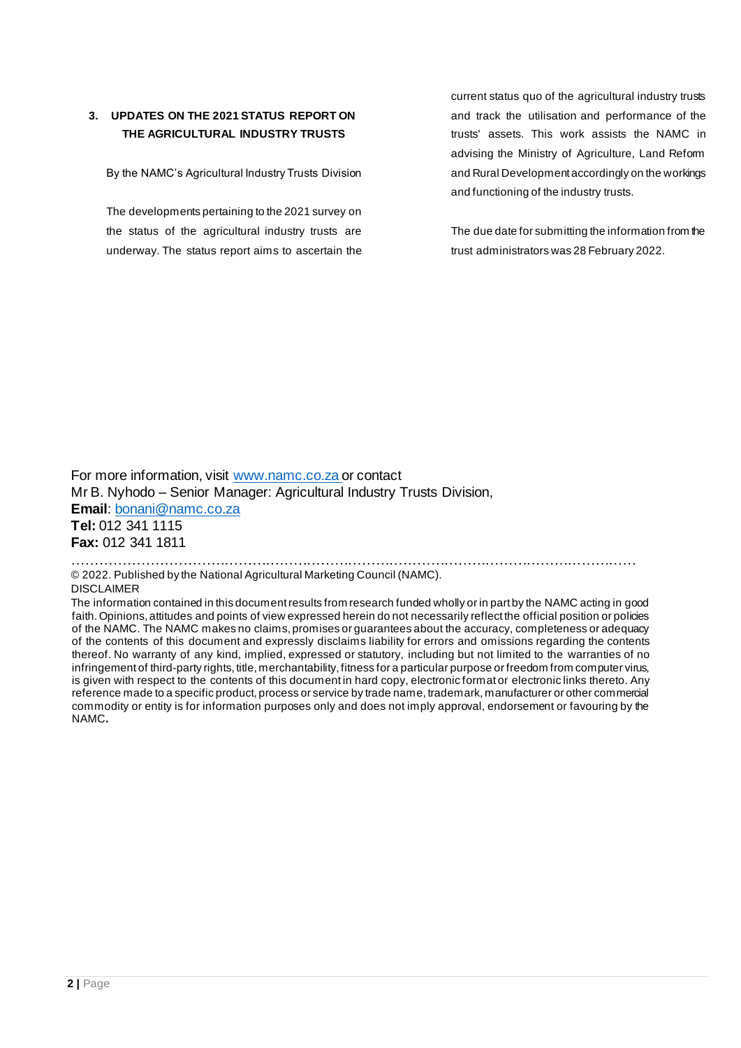## 3. UPDATES ON THE 2021 STATUS REPORT ON THE AGRICULTURAL INDUSTRY TRUSTS

By the NAMC's Agricultural Industry Trusts Division

The developments pertaining to the 2021 survey on the status of the agricultural industry trusts are underway. The status report aims to ascertain the current status quo of the agricultural industry trusts and track the utilisation and performance of the trusts' assets. This work assists the NAMC in advising the Ministry of Agriculture, Land Reform and Rural Development accordingly on the workings and functioning of the industry trusts.

The due date for submitting the information from the trust administrators was 28 February 2022.

For more information, visit [www.namc.co.za](http://www.namc.co.za) or contact
Mr B. Nyhodo – Senior Manager: Agricultural Industry Trusts Division,
**Email**: [bonani@namc.co.za](mailto:bonani@namc.co.za)
**Tel:** 012 341 1115
**Fax:** 012 341 1811

……………………………………………………………………………………………………………

© 2022. Published by the National Agricultural Marketing Council (NAMC).
DISCLAIMER
The information contained in this document results from research funded wholly or in part by the NAMC acting in good faith. Opinions, attitudes and points of view expressed herein do not necessarily reflect the official position or policies of the NAMC. The NAMC makes no claims, promises or guarantees about the accuracy, completeness or adequacy of the contents of this document and expressly disclaims liability for errors and omissions regarding the contents thereof. No warranty of any kind, implied, expressed or statutory, including but not limited to the warranties of no infringement of third-party rights, title, merchantability, fitness for a particular purpose or freedom from computer virus, is given with respect to the contents of this document in hard copy, electronic format or electronic links thereto. Any reference made to a specific product, process or service by trade name, trademark, manufacturer or other commercial commodity or entity is for information purposes only and does not imply approval, endorsement or favouring by the NAMC**.**